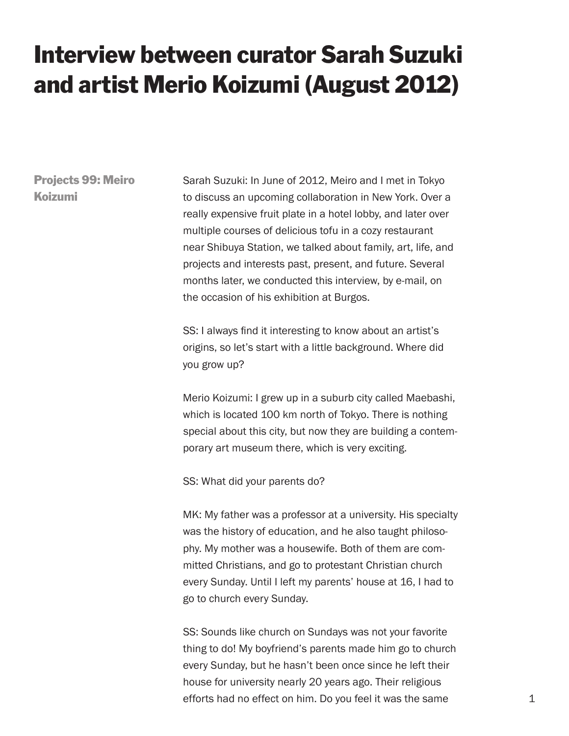# Interview between curator Sarah Suzuki and artist Merio Koizumi (August 2012)

**Projects 99: Meiro Koizumi**

Sarah Suzuki: In June of 2012, Meiro and I met in Tokyo to discuss an upcoming collaboration in New York. Over a really expensive fruit plate in a hotel lobby, and later over multiple courses of delicious tofu in a cozy restaurant near Shibuya Station, we talked about family, art, life, and projects and interests past, present, and future. Several months later, we conducted this interview, by e-mail, on the occasion of his exhibition at Burgos.

SS: I always find it interesting to know about an artist's origins, so let's start with a little background. Where did you grow up?

Merio Koizumi: I grew up in a suburb city called Maebashi, which is located 100 km north of Tokyo. There is nothing special about this city, but now they are building a contemporary art museum there, which is very exciting.

SS: What did your parents do?

MK: My father was a professor at a university. His specialty was the history of education, and he also taught philosophy. My mother was a housewife. Both of them are committed Christians, and go to protestant Christian church every Sunday. Until I left my parents' house at 16, I had to go to church every Sunday.

SS: Sounds like church on Sundays was not your favorite thing to do! My boyfriend's parents made him go to church every Sunday, but he hasn't been once since he left their house for university nearly 20 years ago. Their religious efforts had no effect on him. Do you feel it was the same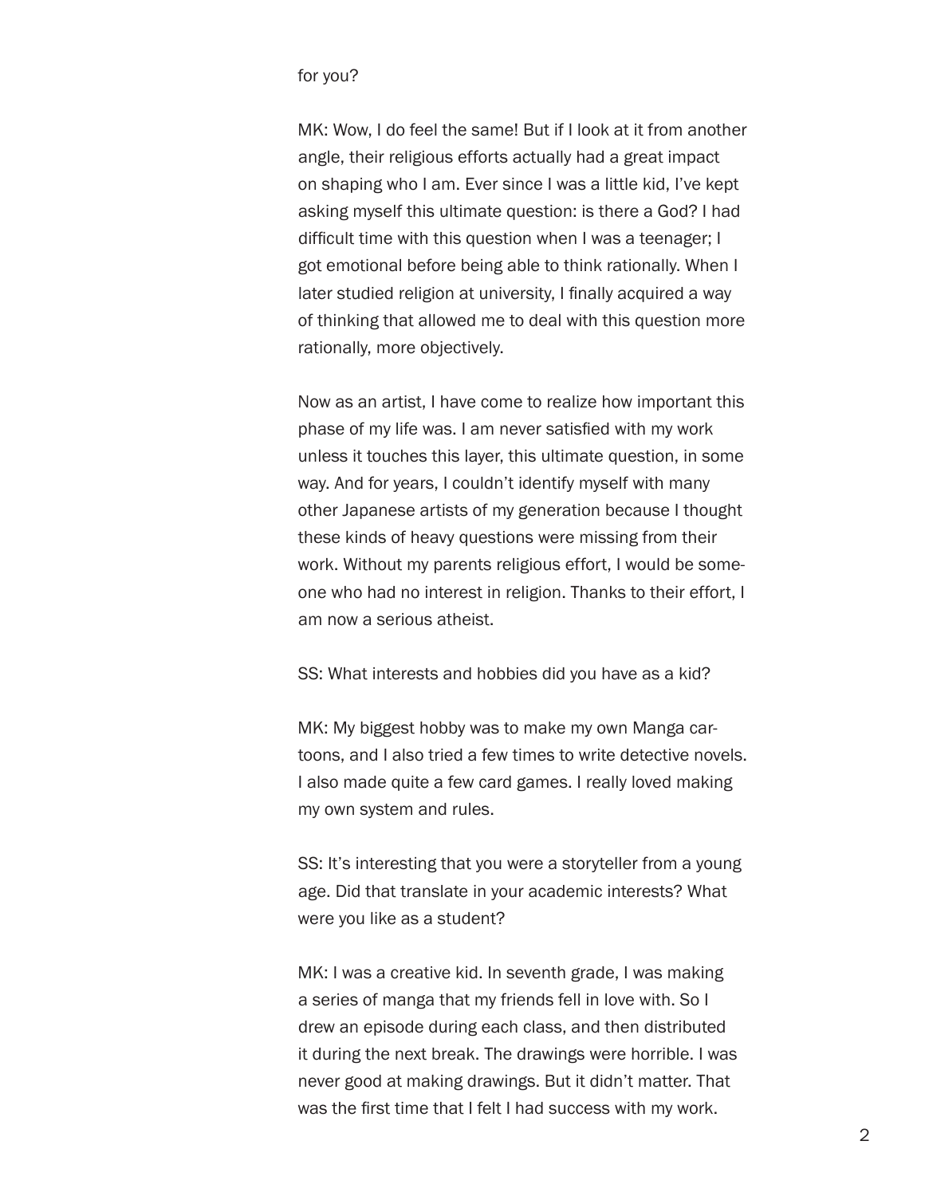for you?

MK: Wow, I do feel the same! But if I look at it from another angle, their religious efforts actually had a great impact on shaping who I am. Ever since I was a little kid, I've kept asking myself this ultimate question: is there a God? I had difficult time with this question when I was a teenager; I got emotional before being able to think rationally. When I later studied religion at university, I finally acquired a way of thinking that allowed me to deal with this question more rationally, more objectively.

Now as an artist, I have come to realize how important this phase of my life was. I am never satisfied with my work unless it touches this layer, this ultimate question, in some way. And for years, I couldn't identify myself with many other Japanese artists of my generation because I thought these kinds of heavy questions were missing from their work. Without my parents religious effort, I would be someone who had no interest in religion. Thanks to their effort, I am now a serious atheist.

SS: What interests and hobbies did you have as a kid?

MK: My biggest hobby was to make my own Manga cartoons, and I also tried a few times to write detective novels. I also made quite a few card games. I really loved making my own system and rules.

SS: It's interesting that you were a storyteller from a young age. Did that translate in your academic interests? What were you like as a student?

MK: I was a creative kid. In seventh grade, I was making a series of manga that my friends fell in love with. So I drew an episode during each class, and then distributed it during the next break. The drawings were horrible. I was never good at making drawings. But it didn't matter. That was the first time that I felt I had success with my work.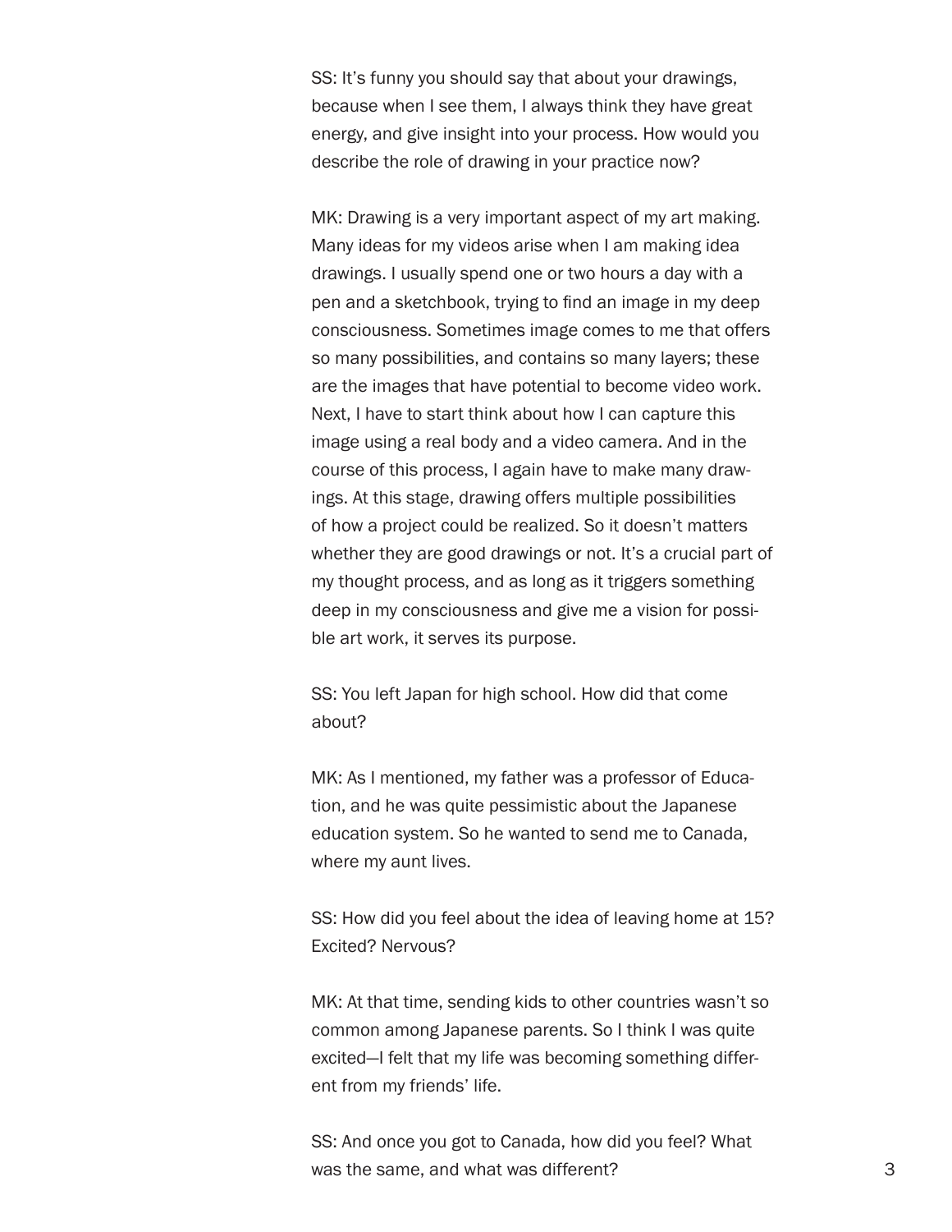SS: It's funny you should say that about your drawings, because when I see them, I always think they have great energy, and give insight into your process. How would you describe the role of drawing in your practice now?

MK: Drawing is a very important aspect of my art making. Many ideas for my videos arise when I am making idea drawings. I usually spend one or two hours a day with a pen and a sketchbook, trying to find an image in my deep consciousness. Sometimes image comes to me that offers so many possibilities, and contains so many layers; these are the images that have potential to become video work. Next, I have to start think about how I can capture this image using a real body and a video camera. And in the course of this process, I again have to make many drawings. At this stage, drawing offers multiple possibilities of how a project could be realized. So it doesn't matters whether they are good drawings or not. It's a crucial part of my thought process, and as long as it triggers something deep in my consciousness and give me a vision for possible art work, it serves its purpose.

SS: You left Japan for high school. How did that come about?

MK: As I mentioned, my father was a professor of Education, and he was quite pessimistic about the Japanese education system. So he wanted to send me to Canada, where my aunt lives.

SS: How did you feel about the idea of leaving home at 15? Excited? Nervous?

MK: At that time, sending kids to other countries wasn't so common among Japanese parents. So I think I was quite excited—I felt that my life was becoming something different from my friends' life.

SS: And once you got to Canada, how did you feel? What was the same, and what was different?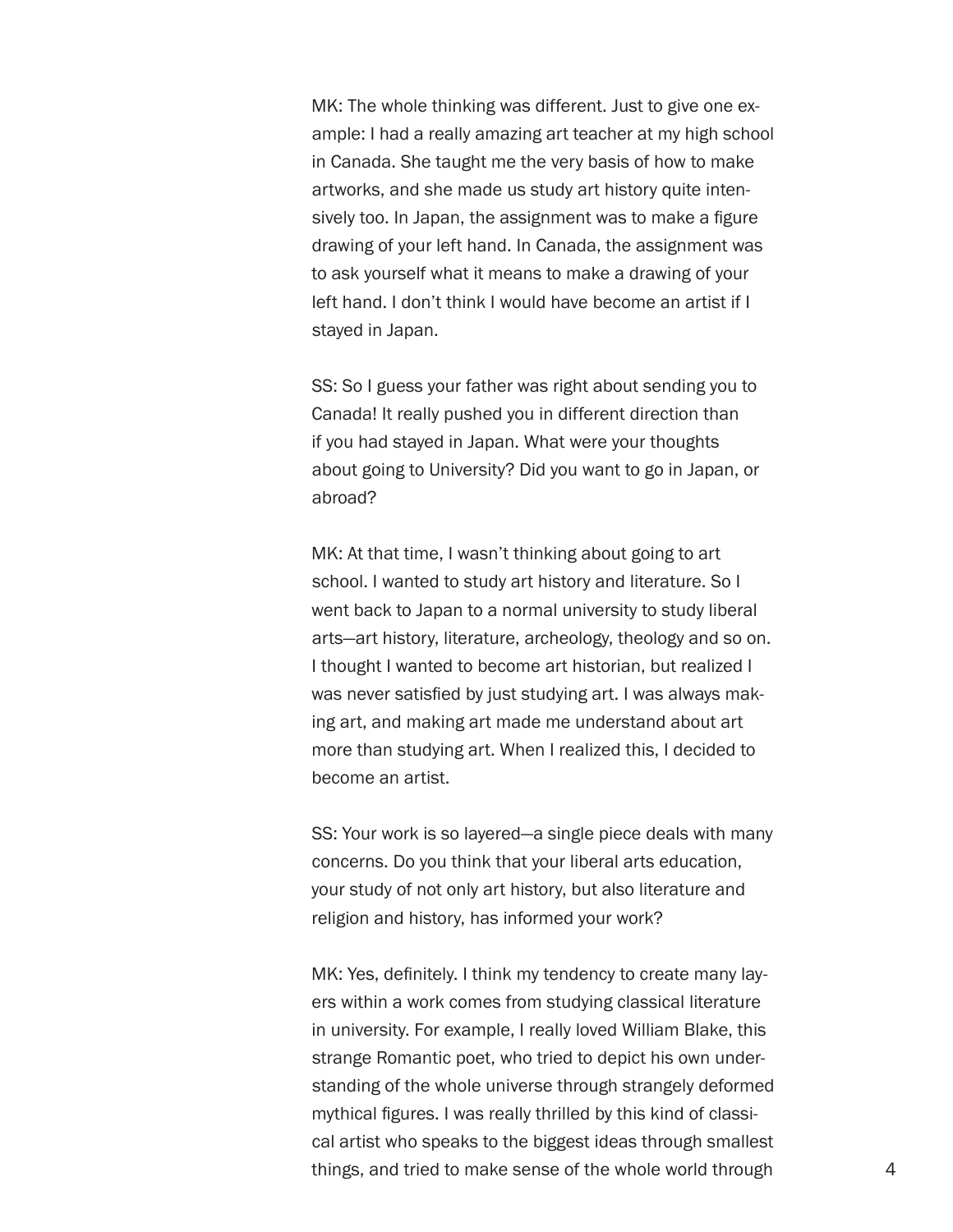MK: The whole thinking was different. Just to give one example: I had a really amazing art teacher at my high school in Canada. She taught me the very basis of how to make artworks, and she made us study art history quite intensively too. In Japan, the assignment was to make a figure drawing of your left hand. In Canada, the assignment was to ask yourself what it means to make a drawing of your left hand. I don't think I would have become an artist if I stayed in Japan.

SS: So I guess your father was right about sending you to Canada! It really pushed you in different direction than if you had stayed in Japan. What were your thoughts about going to University? Did you want to go in Japan, or abroad?

MK: At that time, I wasn't thinking about going to art school. I wanted to study art history and literature. So I went back to Japan to a normal university to study liberal arts—art history, literature, archeology, theology and so on. I thought I wanted to become art historian, but realized I was never satisfied by just studying art. I was always making art, and making art made me understand about art more than studying art. When I realized this, I decided to become an artist.

SS: Your work is so layered—a single piece deals with many concerns. Do you think that your liberal arts education, your study of not only art history, but also literature and religion and history, has informed your work?

MK: Yes, definitely. I think my tendency to create many layers within a work comes from studying classical literature in university. For example, I really loved William Blake, this strange Romantic poet, who tried to depict his own understanding of the whole universe through strangely deformed mythical figures. I was really thrilled by this kind of classical artist who speaks to the biggest ideas through smallest things, and tried to make sense of the whole world through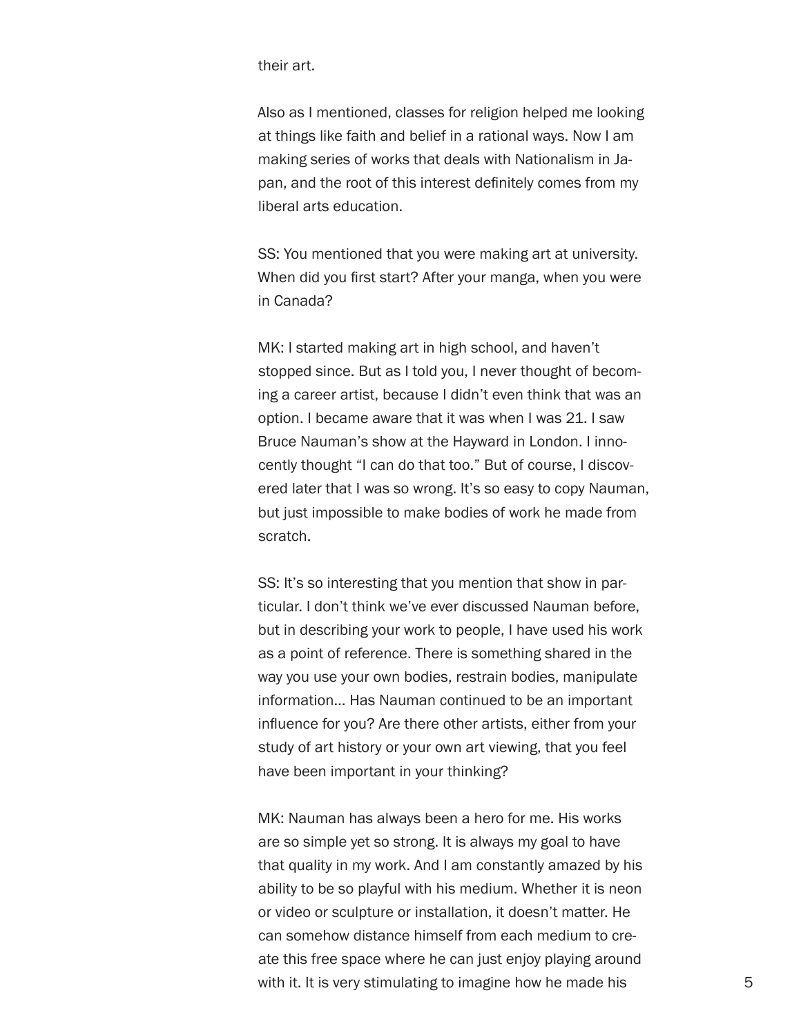their art.

Also as I mentioned, classes for religion helped me looking at things like faith and belief in a rational ways. Now I am making series of works that deals with Nationalism in Japan, and the root of this interest definitely comes from my liberal arts education.

SS: You mentioned that you were making art at university. When did you first start? After your manga, when you were in Canada?

MK: I started making art in high school, and haven't stopped since. But as I told you, I never thought of becoming a career artist, because I didn't even think that was an option. I became aware that it was when I was 21. I saw Bruce Nauman's show at the Hayward in London. I innocently thought "I can do that too." But of course, I discovered later that I was so wrong. It's so easy to copy Nauman, but just impossible to make bodies of work he made from scratch.

SS: It's so interesting that you mention that show in particular. I don't think we've ever discussed Nauman before, but in describing your work to people, I have used his work as a point of reference. There is something shared in the way you use your own bodies, restrain bodies, manipulate information… Has Nauman continued to be an important influence for you? Are there other artists, either from your study of art history or your own art viewing, that you feel have been important in your thinking?

MK: Nauman has always been a hero for me. His works are so simple yet so strong. It is always my goal to have that quality in my work. And I am constantly amazed by his ability to be so playful with his medium. Whether it is neon or video or sculpture or installation, it doesn't matter. He can somehow distance himself from each medium to create this free space where he can just enjoy playing around with it. It is very stimulating to imagine how he made his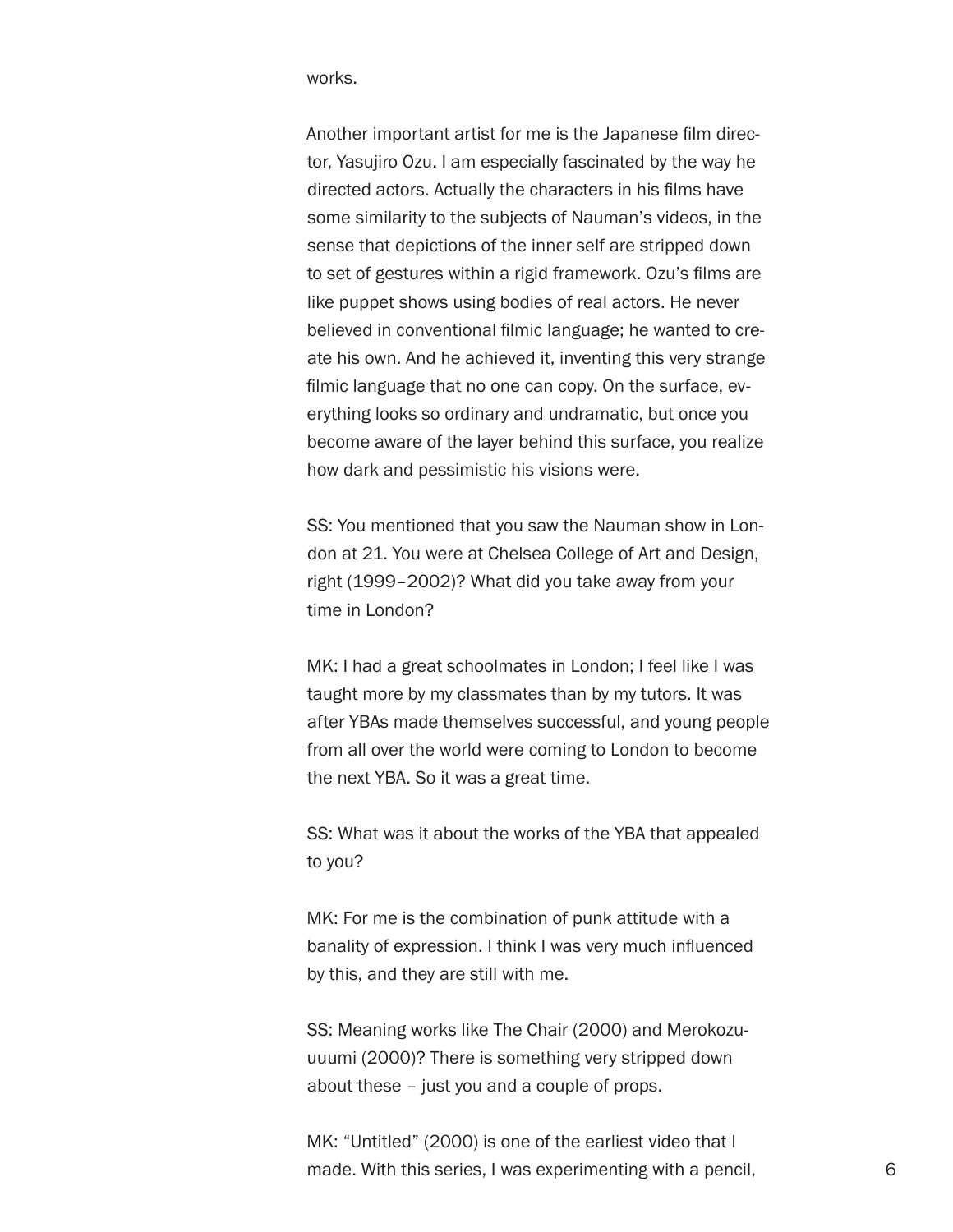works.

Another important artist for me is the Japanese film director, Yasujiro Ozu. I am especially fascinated by the way he directed actors. Actually the characters in his films have some similarity to the subjects of Nauman's videos, in the sense that depictions of the inner self are stripped down to set of gestures within a rigid framework. Ozu's films are like puppet shows using bodies of real actors. He never believed in conventional filmic language; he wanted to create his own. And he achieved it, inventing this very strange filmic language that no one can copy. On the surface, everything looks so ordinary and undramatic, but once you become aware of the layer behind this surface, you realize how dark and pessimistic his visions were.

SS: You mentioned that you saw the Nauman show in London at 21. You were at Chelsea College of Art and Design, right (1999–2002)? What did you take away from your time in London?

MK: I had a great schoolmates in London; I feel like I was taught more by my classmates than by my tutors. It was after YBAs made themselves successful, and young people from all over the world were coming to London to become the next YBA. So it was a great time.

SS: What was it about the works of the YBA that appealed to you?

MK: For me is the combination of punk attitude with a banality of expression. I think I was very much influenced by this, and they are still with me.

SS: Meaning works like The Chair (2000) and Merokozuuuumi (2000)? There is something very stripped down about these – just you and a couple of props.

MK: "Untitled" (2000) is one of the earliest video that I made. With this series, I was experimenting with a pencil,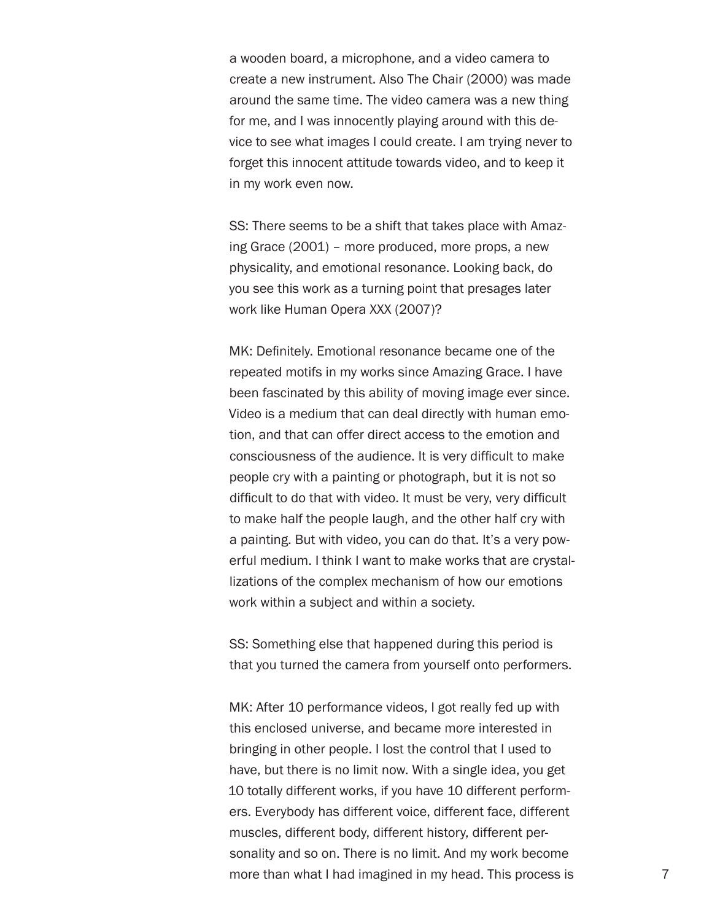a wooden board, a microphone, and a video camera to create a new instrument. Also The Chair (2000) was made around the same time. The video camera was a new thing for me, and I was innocently playing around with this device to see what images I could create. I am trying never to forget this innocent attitude towards video, and to keep it in my work even now.

SS: There seems to be a shift that takes place with Amazing Grace (2001) – more produced, more props, a new physicality, and emotional resonance. Looking back, do you see this work as a turning point that presages later work like Human Opera XXX (2007)?

MK: Definitely. Emotional resonance became one of the repeated motifs in my works since Amazing Grace. I have been fascinated by this ability of moving image ever since. Video is a medium that can deal directly with human emotion, and that can offer direct access to the emotion and consciousness of the audience. It is very difficult to make people cry with a painting or photograph, but it is not so difficult to do that with video. It must be very, very difficult to make half the people laugh, and the other half cry with a painting. But with video, you can do that. It's a very powerful medium. I think I want to make works that are crystallizations of the complex mechanism of how our emotions work within a subject and within a society.

SS: Something else that happened during this period is that you turned the camera from yourself onto performers.

MK: After 10 performance videos, I got really fed up with this enclosed universe, and became more interested in bringing in other people. I lost the control that I used to have, but there is no limit now. With a single idea, you get 10 totally different works, if you have 10 different performers. Everybody has different voice, different face, different muscles, different body, different history, different personality and so on. There is no limit. And my work become more than what I had imagined in my head. This process is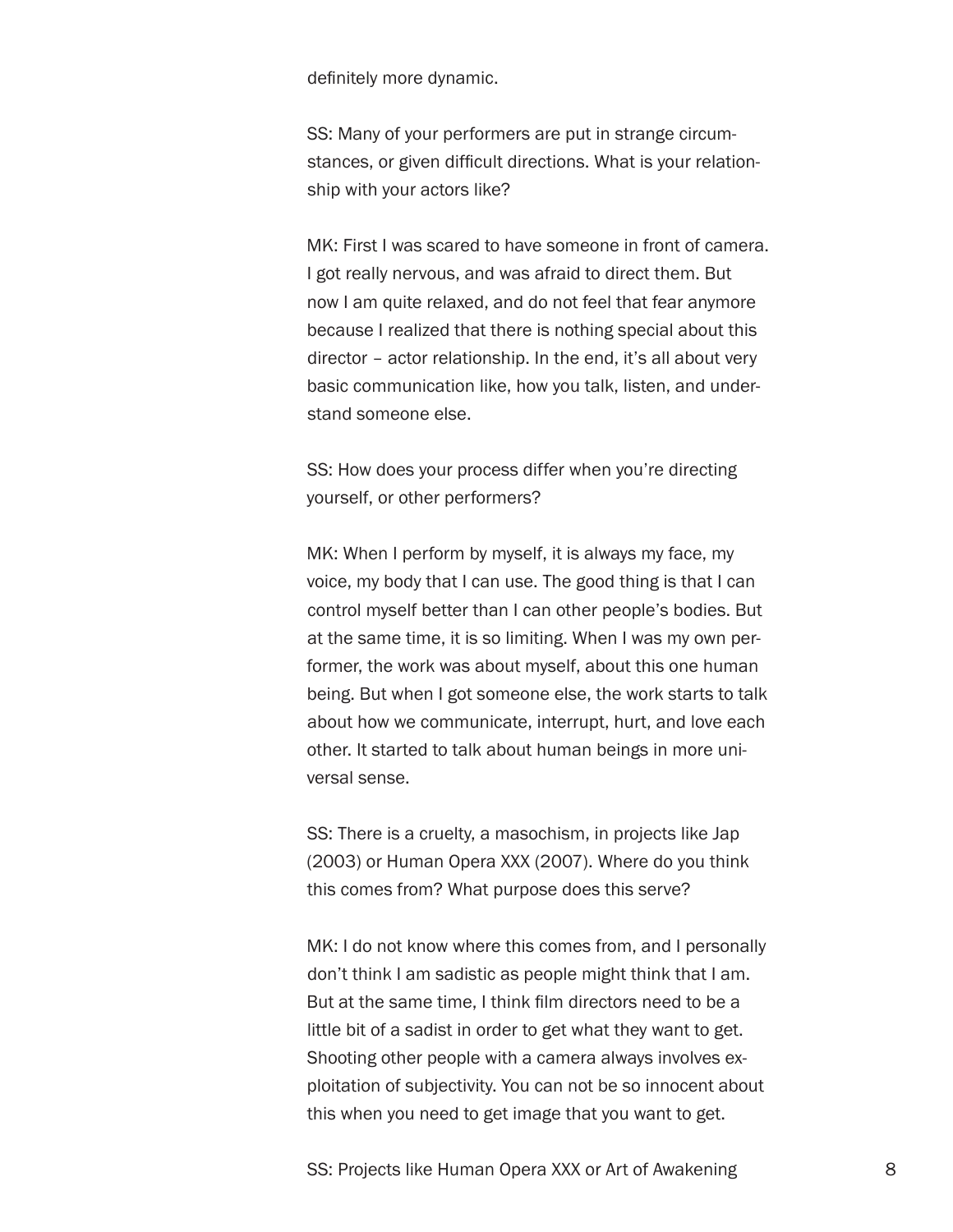definitely more dynamic.

SS: Many of your performers are put in strange circumstances, or given difficult directions. What is your relationship with your actors like?

MK: First I was scared to have someone in front of camera. I got really nervous, and was afraid to direct them. But now I am quite relaxed, and do not feel that fear anymore because I realized that there is nothing special about this director – actor relationship. In the end, it's all about very basic communication like, how you talk, listen, and understand someone else.

SS: How does your process differ when you're directing yourself, or other performers?

MK: When I perform by myself, it is always my face, my voice, my body that I can use. The good thing is that I can control myself better than I can other people's bodies. But at the same time, it is so limiting. When I was my own performer, the work was about myself, about this one human being. But when I got someone else, the work starts to talk about how we communicate, interrupt, hurt, and love each other. It started to talk about human beings in more universal sense.

SS: There is a cruelty, a masochism, in projects like Jap (2003) or Human Opera XXX (2007). Where do you think this comes from? What purpose does this serve?

MK: I do not know where this comes from, and I personally don't think I am sadistic as people might think that I am. But at the same time, I think film directors need to be a little bit of a sadist in order to get what they want to get. Shooting other people with a camera always involves exploitation of subjectivity. You can not be so innocent about this when you need to get image that you want to get.

SS: Projects like Human Opera XXX or Art of Awakening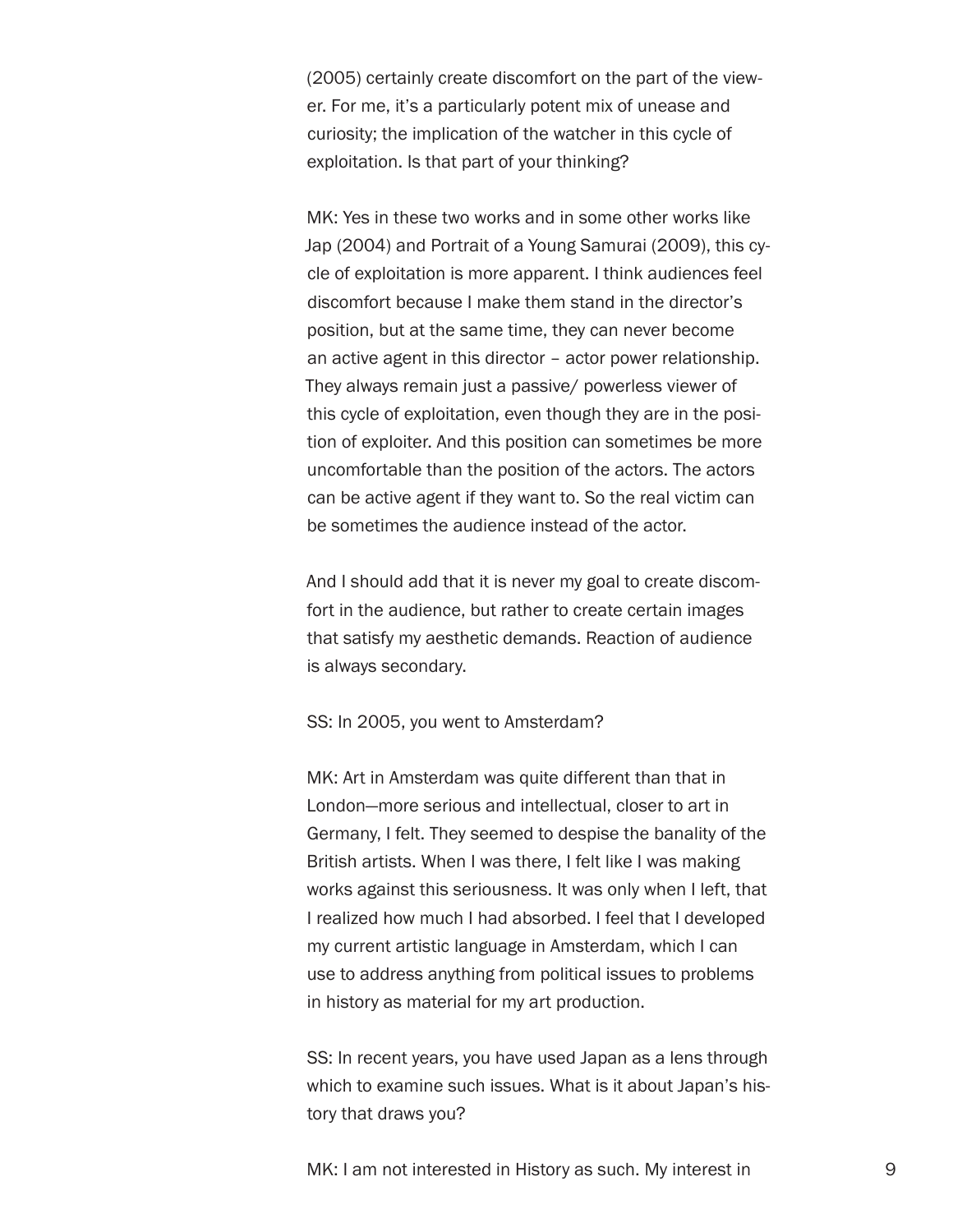(2005) certainly create discomfort on the part of the viewer. For me, it's a particularly potent mix of unease and curiosity; the implication of the watcher in this cycle of exploitation. Is that part of your thinking?

MK: Yes in these two works and in some other works like Jap (2004) and Portrait of a Young Samurai (2009), this cycle of exploitation is more apparent. I think audiences feel discomfort because I make them stand in the director's position, but at the same time, they can never become an active agent in this director – actor power relationship. They always remain just a passive/ powerless viewer of this cycle of exploitation, even though they are in the position of exploiter. And this position can sometimes be more uncomfortable than the position of the actors. The actors can be active agent if they want to. So the real victim can be sometimes the audience instead of the actor.

And I should add that it is never my goal to create discomfort in the audience, but rather to create certain images that satisfy my aesthetic demands. Reaction of audience is always secondary.

SS: In 2005, you went to Amsterdam?

MK: Art in Amsterdam was quite different than that in London—more serious and intellectual, closer to art in Germany, I felt. They seemed to despise the banality of the British artists. When I was there, I felt like I was making works against this seriousness. It was only when I left, that I realized how much I had absorbed. I feel that I developed my current artistic language in Amsterdam, which I can use to address anything from political issues to problems in history as material for my art production.

SS: In recent years, you have used Japan as a lens through which to examine such issues. What is it about Japan's history that draws you?

MK: I am not interested in History as such. My interest in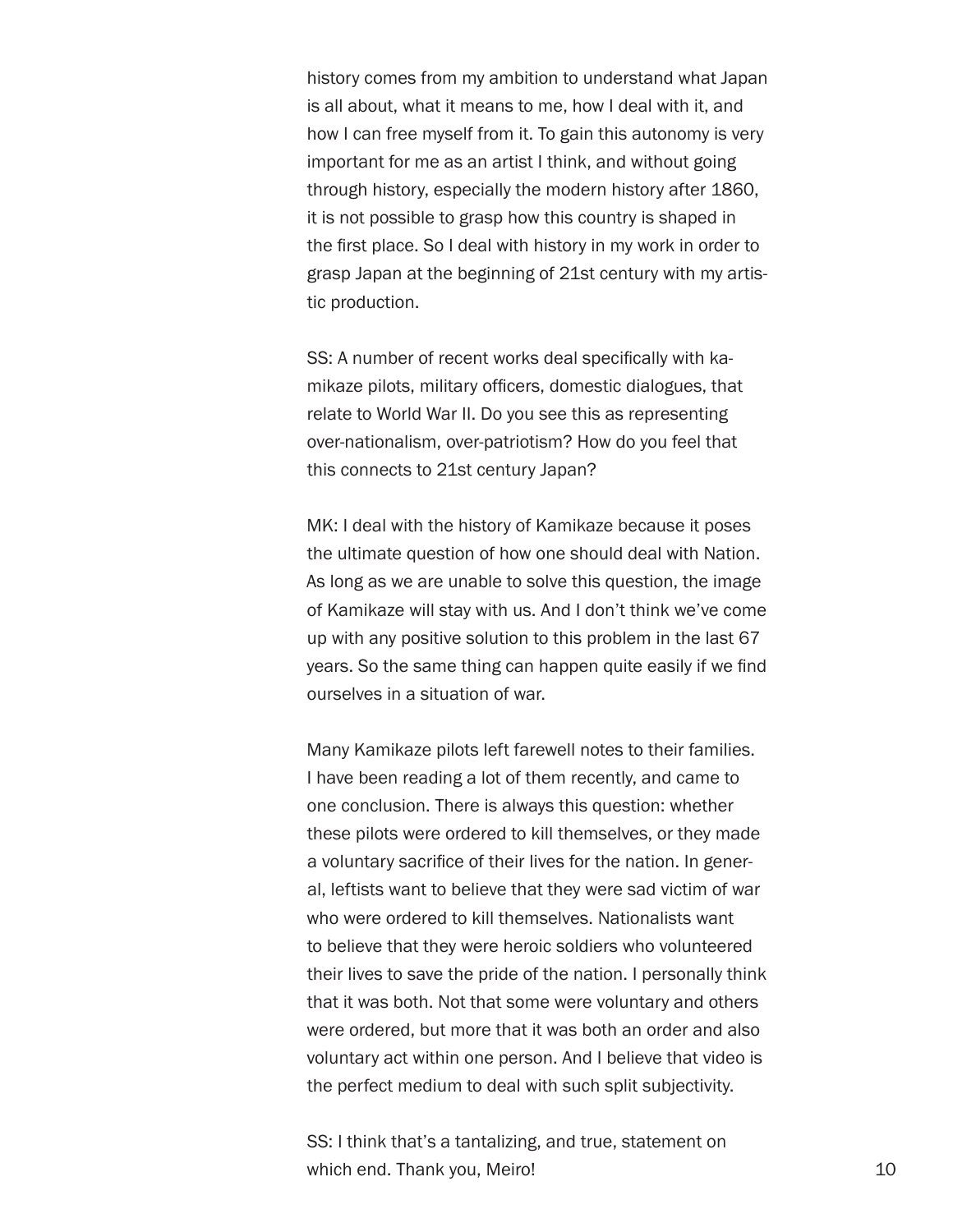history comes from my ambition to understand what Japan is all about, what it means to me, how I deal with it, and how I can free myself from it. To gain this autonomy is very important for me as an artist I think, and without going through history, especially the modern history after 1860, it is not possible to grasp how this country is shaped in the first place. So I deal with history in my work in order to grasp Japan at the beginning of 21st century with my artistic production.

SS: A number of recent works deal specifically with kamikaze pilots, military officers, domestic dialogues, that relate to World War II. Do you see this as representing over-nationalism, over-patriotism? How do you feel that this connects to 21st century Japan?

MK: I deal with the history of Kamikaze because it poses the ultimate question of how one should deal with Nation. As long as we are unable to solve this question, the image of Kamikaze will stay with us. And I don't think we've come up with any positive solution to this problem in the last 67 years. So the same thing can happen quite easily if we find ourselves in a situation of war.

Many Kamikaze pilots left farewell notes to their families. I have been reading a lot of them recently, and came to one conclusion. There is always this question: whether these pilots were ordered to kill themselves, or they made a voluntary sacrifice of their lives for the nation. In general, leftists want to believe that they were sad victim of war who were ordered to kill themselves. Nationalists want to believe that they were heroic soldiers who volunteered their lives to save the pride of the nation. I personally think that it was both. Not that some were voluntary and others were ordered, but more that it was both an order and also voluntary act within one person. And I believe that video is the perfect medium to deal with such split subjectivity.

SS: I think that's a tantalizing, and true, statement on which end. Thank you, Meiro!